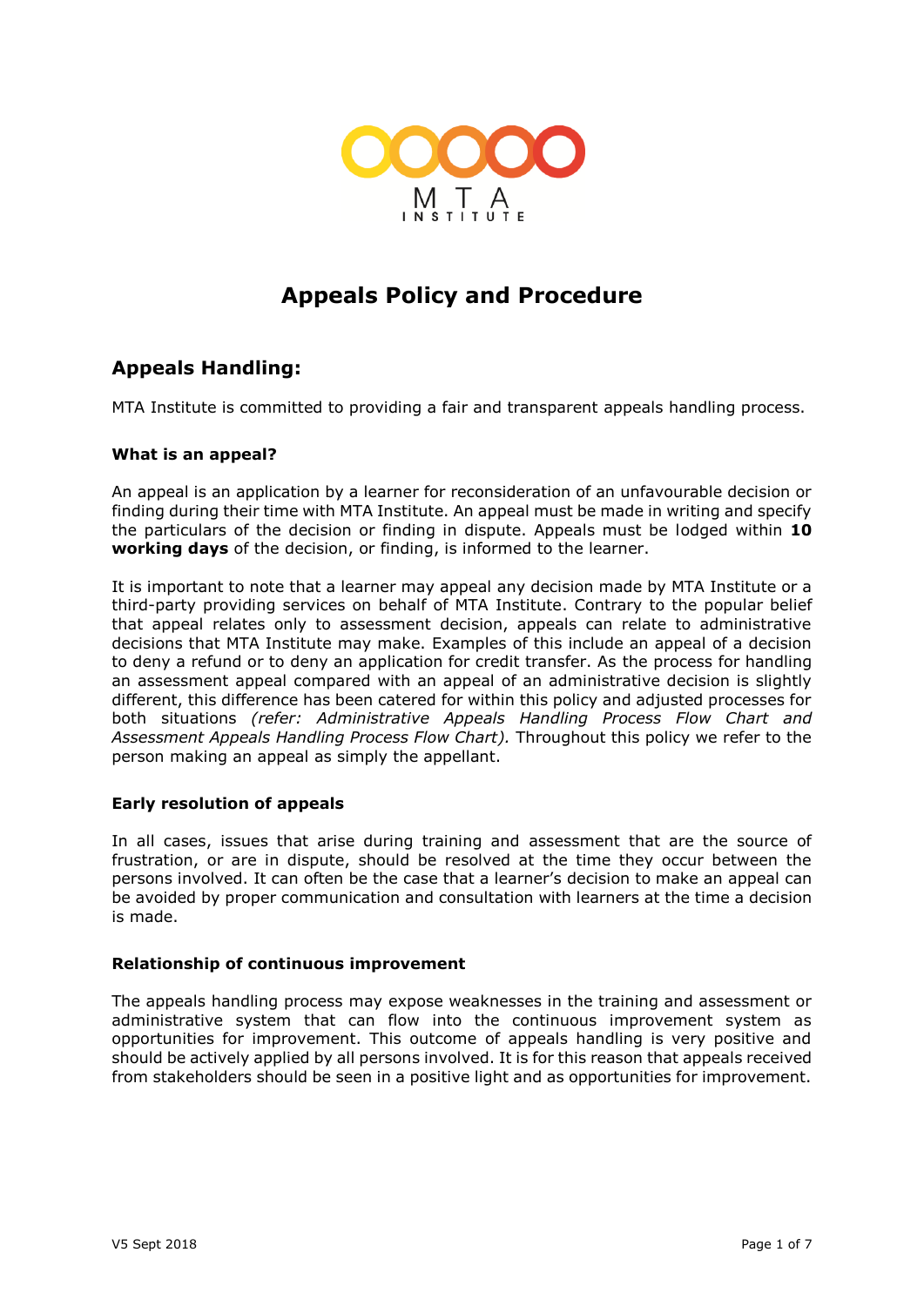# Appeals Policy and Procedure

## Appeals Handling:

MTA Institute is committed to providing a fair and transparent appeals handling process.

### What is an appeal?

An appeal is an application by a learner for reconsideration of an unfavourable decision or finding during their time with MTA Institute. An appeal must be made in writing and specify the particulars of the decision or finding in dispute. Appeals must be lodged within **10 working days** of the decision, or finding, is informed to the learner.

It is important to note that a learner may appeal any decision made by MTA Institute or a third-party providing services on behalf of MTA Institute. Contrary to the popular belief that appeal relates only to assessment decision, appeals can relate to administrative decisions that MTA Institute may make. Examples of this include an appeal of a decision to deny a refund or to deny an application for credit transfer. As the process for handling an assessment appeal compared with an appeal of an administrative decision is slightly different, this difference has been catered for within this policy and adjusted processes for both situations *(refer: Administrative Appeals Handling Process Flow Chart and Assessment Appeals Handling Process Flow Chart).* Throughout this policy we refer to the person making an appeal as simply the appellant.

### Early resolution of appeals

In all cases, issues that arise during training and assessment that are the source of frustration, or are in dispute, should be resolved at the time they occur between the persons involved. It can often be the case that a learner's decision to make an appeal can be avoided by proper communication and consultation with learners at the time a decision is made.

### Relationship of continuous improvement

The appeals handling process may expose weaknesses in the training and assessment or administrative system that can flow into the continuous improvement system as opportunities for improvement. This outcome of appeals handling is very positive and should be actively applied by all persons involved. It is for this reason that appeals received from stakeholders should be seen in a positive light and as opportunities for improvement.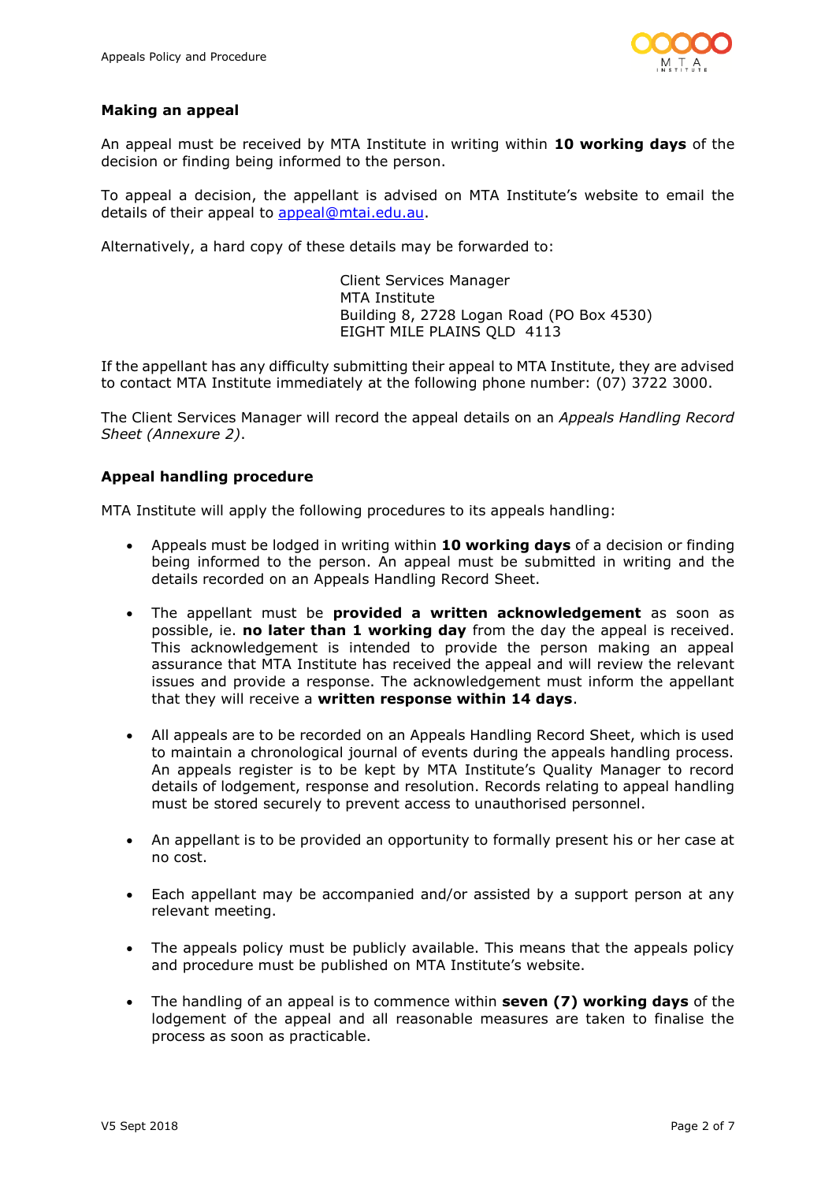### Making an appeal

An appeal must be received by MTA Institute in writing within **10 working days** of the decision or finding being informed to the person.

To appeal a decision, the appellant is advised on MTA Institute's website to email the details of their appeal to [appeal@mtai.edu.au](mailto:appeal@mtai.edu.au).

Alternatively, a hard copy of these details may be forwarded to:

> Client Services Manager
> MTA Institute
> Building 8, 2728 Logan Road (PO Box 4530)
> EIGHT MILE PLAINS QLD 4113

If the appellant has any difficulty submitting their appeal to MTA Institute, they are advised to contact MTA Institute immediately at the following phone number: (07) 3722 3000.

The Client Services Manager will record the appeal details on an *Appeals Handling Record Sheet (Annexure 2)*.

### Appeal handling procedure

MTA Institute will apply the following procedures to its appeals handling:

- Appeals must be lodged in writing within **10 working days** of a decision or finding being informed to the person. An appeal must be submitted in writing and the details recorded on an Appeals Handling Record Sheet.

- The appellant must be **provided a written acknowledgement** as soon as possible, ie. **no later than 1 working day** from the day the appeal is received. This acknowledgement is intended to provide the person making an appeal assurance that MTA Institute has received the appeal and will review the relevant issues and provide a response. The acknowledgement must inform the appellant that they will receive a **written response within 14 days**.

- All appeals are to be recorded on an Appeals Handling Record Sheet, which is used to maintain a chronological journal of events during the appeals handling process. An appeals register is to be kept by MTA Institute's Quality Manager to record details of lodgement, response and resolution. Records relating to appeal handling must be stored securely to prevent access to unauthorised personnel.

- An appellant is to be provided an opportunity to formally present his or her case at no cost.

- Each appellant may be accompanied and/or assisted by a support person at any relevant meeting.

- The appeals policy must be publicly available. This means that the appeals policy and procedure must be published on MTA Institute's website.

- The handling of an appeal is to commence within **seven (7) working days** of the lodgement of the appeal and all reasonable measures are taken to finalise the process as soon as practicable.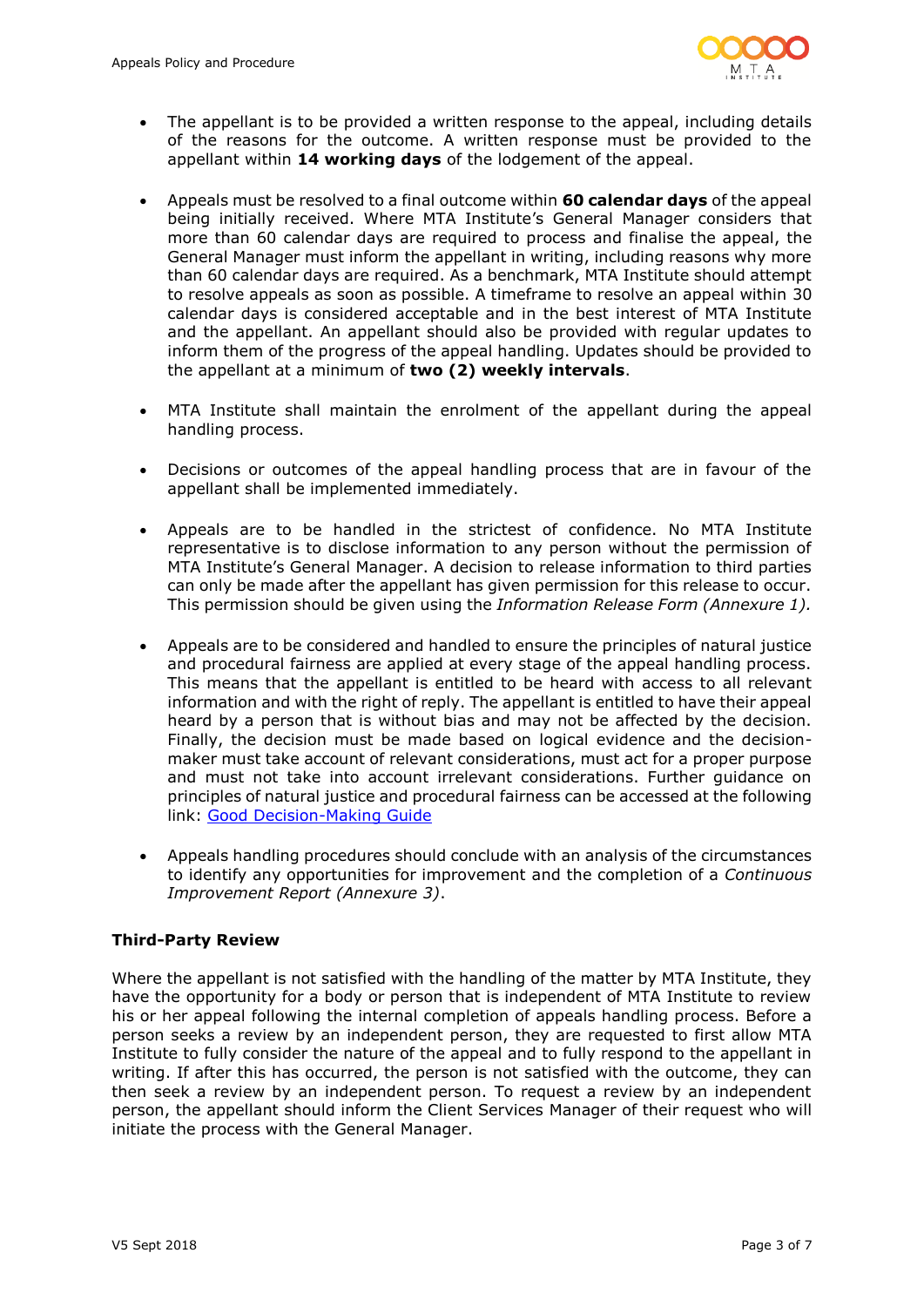- The appellant is to be provided a written response to the appeal, including details of the reasons for the outcome. A written response must be provided to the appellant within **14 working days** of the lodgement of the appeal.

- Appeals must be resolved to a final outcome within **60 calendar days** of the appeal being initially received. Where MTA Institute's General Manager considers that more than 60 calendar days are required to process and finalise the appeal, the General Manager must inform the appellant in writing, including reasons why more than 60 calendar days are required. As a benchmark, MTA Institute should attempt to resolve appeals as soon as possible. A timeframe to resolve an appeal within 30 calendar days is considered acceptable and in the best interest of MTA Institute and the appellant. An appellant should also be provided with regular updates to inform them of the progress of the appeal handling. Updates should be provided to the appellant at a minimum of **two (2) weekly intervals**.

- MTA Institute shall maintain the enrolment of the appellant during the appeal handling process.

- Decisions or outcomes of the appeal handling process that are in favour of the appellant shall be implemented immediately.

- Appeals are to be handled in the strictest of confidence. No MTA Institute representative is to disclose information to any person without the permission of MTA Institute's General Manager. A decision to release information to third parties can only be made after the appellant has given permission for this release to occur. This permission should be given using the *Information Release Form (Annexure 1).*

- Appeals are to be considered and handled to ensure the principles of natural justice and procedural fairness are applied at every stage of the appeal handling process. This means that the appellant is entitled to be heard with access to all relevant information and with the right of reply. The appellant is entitled to have their appeal heard by a person that is without bias and may not be affected by the decision. Finally, the decision must be made based on logical evidence and the decision-maker must take account of relevant considerations, must act for a proper purpose and must not take into account irrelevant considerations. Further guidance on principles of natural justice and procedural fairness can be accessed at the following link: Good Decision-Making Guide

- Appeals handling procedures should conclude with an analysis of the circumstances to identify any opportunities for improvement and the completion of a *Continuous Improvement Report (Annexure 3)*.

### Third-Party Review

Where the appellant is not satisfied with the handling of the matter by MTA Institute, they have the opportunity for a body or person that is independent of MTA Institute to review his or her appeal following the internal completion of appeals handling process. Before a person seeks a review by an independent person, they are requested to first allow MTA Institute to fully consider the nature of the appeal and to fully respond to the appellant in writing. If after this has occurred, the person is not satisfied with the outcome, they can then seek a review by an independent person. To request a review by an independent person, the appellant should inform the Client Services Manager of their request who will initiate the process with the General Manager.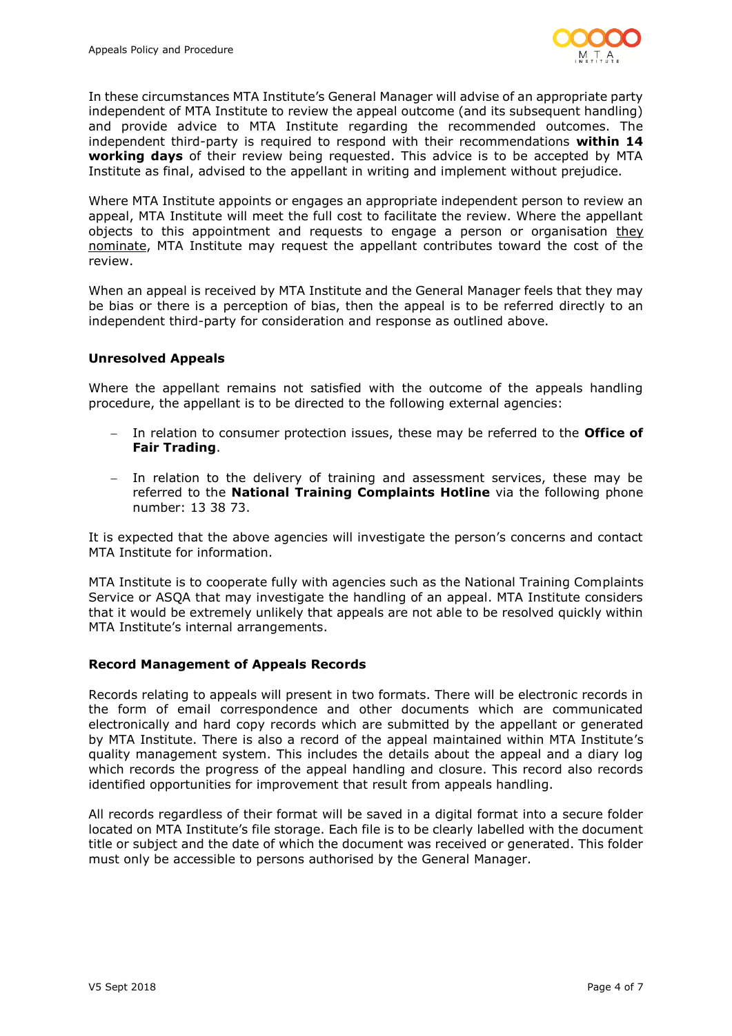In these circumstances MTA Institute's General Manager will advise of an appropriate party independent of MTA Institute to review the appeal outcome (and its subsequent handling) and provide advice to MTA Institute regarding the recommended outcomes. The independent third-party is required to respond with their recommendations **within 14 working days** of their review being requested. This advice is to be accepted by MTA Institute as final, advised to the appellant in writing and implement without prejudice.

Where MTA Institute appoints or engages an appropriate independent person to review an appeal, MTA Institute will meet the full cost to facilitate the review. Where the appellant objects to this appointment and requests to engage a person or organisation <u>they nominate</u>, MTA Institute may request the appellant contributes toward the cost of the review.

When an appeal is received by MTA Institute and the General Manager feels that they may be bias or there is a perception of bias, then the appeal is to be referred directly to an independent third-party for consideration and response as outlined above.

### Unresolved Appeals

Where the appellant remains not satisfied with the outcome of the appeals handling procedure, the appellant is to be directed to the following external agencies:

- In relation to consumer protection issues, these may be referred to the **Office of Fair Trading**.
- In relation to the delivery of training and assessment services, these may be referred to the **National Training Complaints Hotline** via the following phone number: 13 38 73.

It is expected that the above agencies will investigate the person's concerns and contact MTA Institute for information.

MTA Institute is to cooperate fully with agencies such as the National Training Complaints Service or ASQA that may investigate the handling of an appeal. MTA Institute considers that it would be extremely unlikely that appeals are not able to be resolved quickly within MTA Institute's internal arrangements.

### Record Management of Appeals Records

Records relating to appeals will present in two formats. There will be electronic records in the form of email correspondence and other documents which are communicated electronically and hard copy records which are submitted by the appellant or generated by MTA Institute. There is also a record of the appeal maintained within MTA Institute's quality management system. This includes the details about the appeal and a diary log which records the progress of the appeal handling and closure. This record also records identified opportunities for improvement that result from appeals handling.

All records regardless of their format will be saved in a digital format into a secure folder located on MTA Institute's file storage. Each file is to be clearly labelled with the document title or subject and the date of which the document was received or generated. This folder must only be accessible to persons authorised by the General Manager.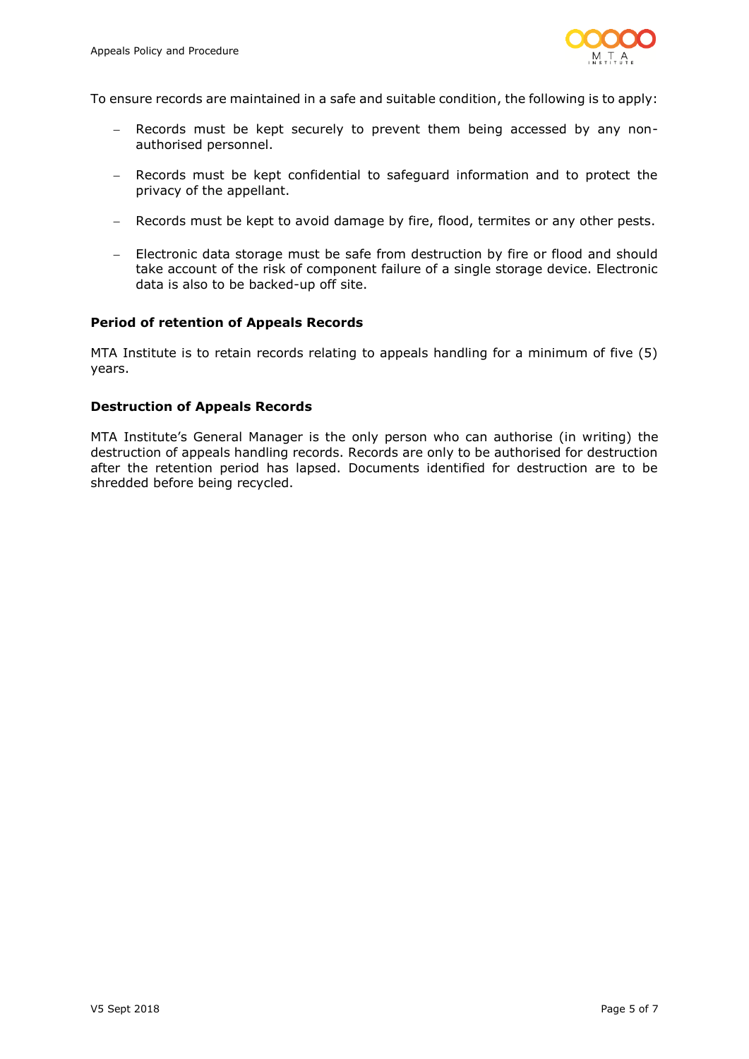To ensure records are maintained in a safe and suitable condition, the following is to apply:

- Records must be kept securely to prevent them being accessed by any non-authorised personnel.
- Records must be kept confidential to safeguard information and to protect the privacy of the appellant.
- Records must be kept to avoid damage by fire, flood, termites or any other pests.
- Electronic data storage must be safe from destruction by fire or flood and should take account of the risk of component failure of a single storage device. Electronic data is also to be backed-up off site.

**Period of retention of Appeals Records**

MTA Institute is to retain records relating to appeals handling for a minimum of five (5) years.

**Destruction of Appeals Records**

MTA Institute's General Manager is the only person who can authorise (in writing) the destruction of appeals handling records. Records are only to be authorised for destruction after the retention period has lapsed. Documents identified for destruction are to be shredded before being recycled.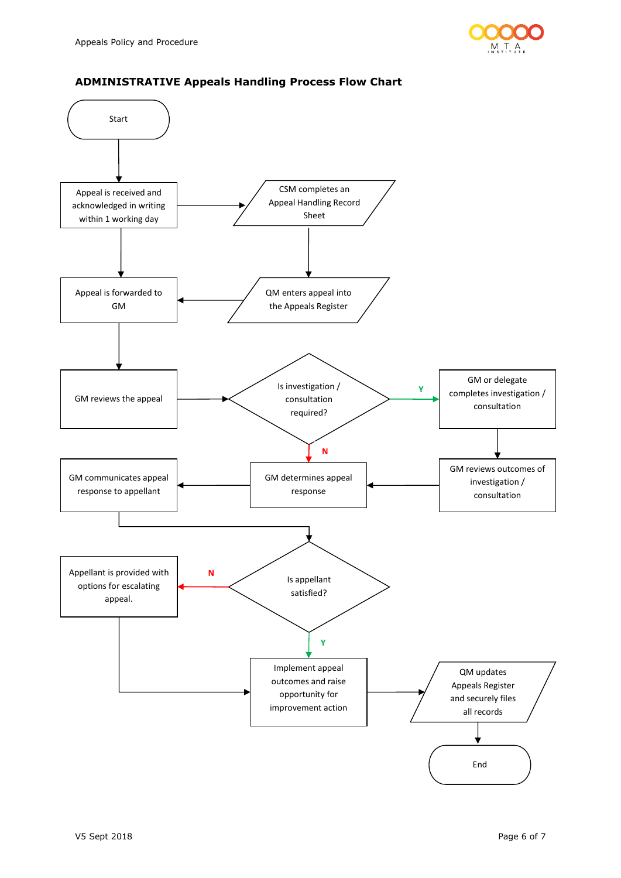## ADMINISTRATIVE Appeals Handling Process Flow Chart

Start

Appeal is received and acknowledged in writing within 1 working day

CSM completes an Appeal Handling Record Sheet

QM enters appeal into the Appeals Register

Appeal is forwarded to GM

GM reviews the appeal

Is investigation / consultation required?

Y

GM or delegate completes investigation / consultation

GM reviews outcomes of investigation / consultation

N

GM determines appeal response

GM communicates appeal response to appellant

Is appellant satisfied?

N

Appellant is provided with options for escalating appeal.

Y

Implement appeal outcomes and raise opportunity for improvement action

QM updates Appeals Register and securely files all records

End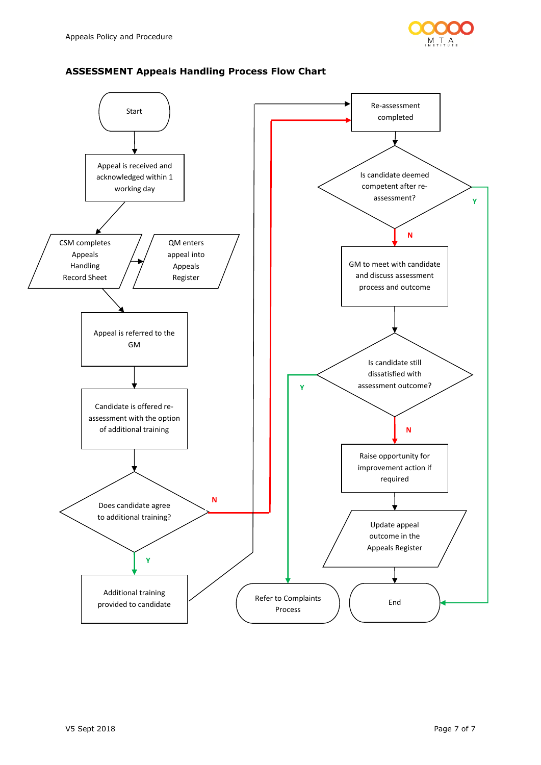## ASSESSMENT Appeals Handling Process Flow Chart

Start

Appeal is received and acknowledged within 1 working day

CSM completes Appeals Handling Record Sheet

QM enters appeal into Appeals Register

Appeal is referred to the GM

Candidate is offered re-assessment with the option of additional training

Does candidate agree to additional training?

Y

N

Additional training provided to candidate

Re-assessment completed

Is candidate deemed competent after re-assessment?

Y

N

GM to meet with candidate and discuss assessment process and outcome

Is candidate still dissatisfied with assessment outcome?

Y

N

Refer to Complaints Process

Raise opportunity for improvement action if required

Update appeal outcome in the Appeals Register

End

V5 Sept 2018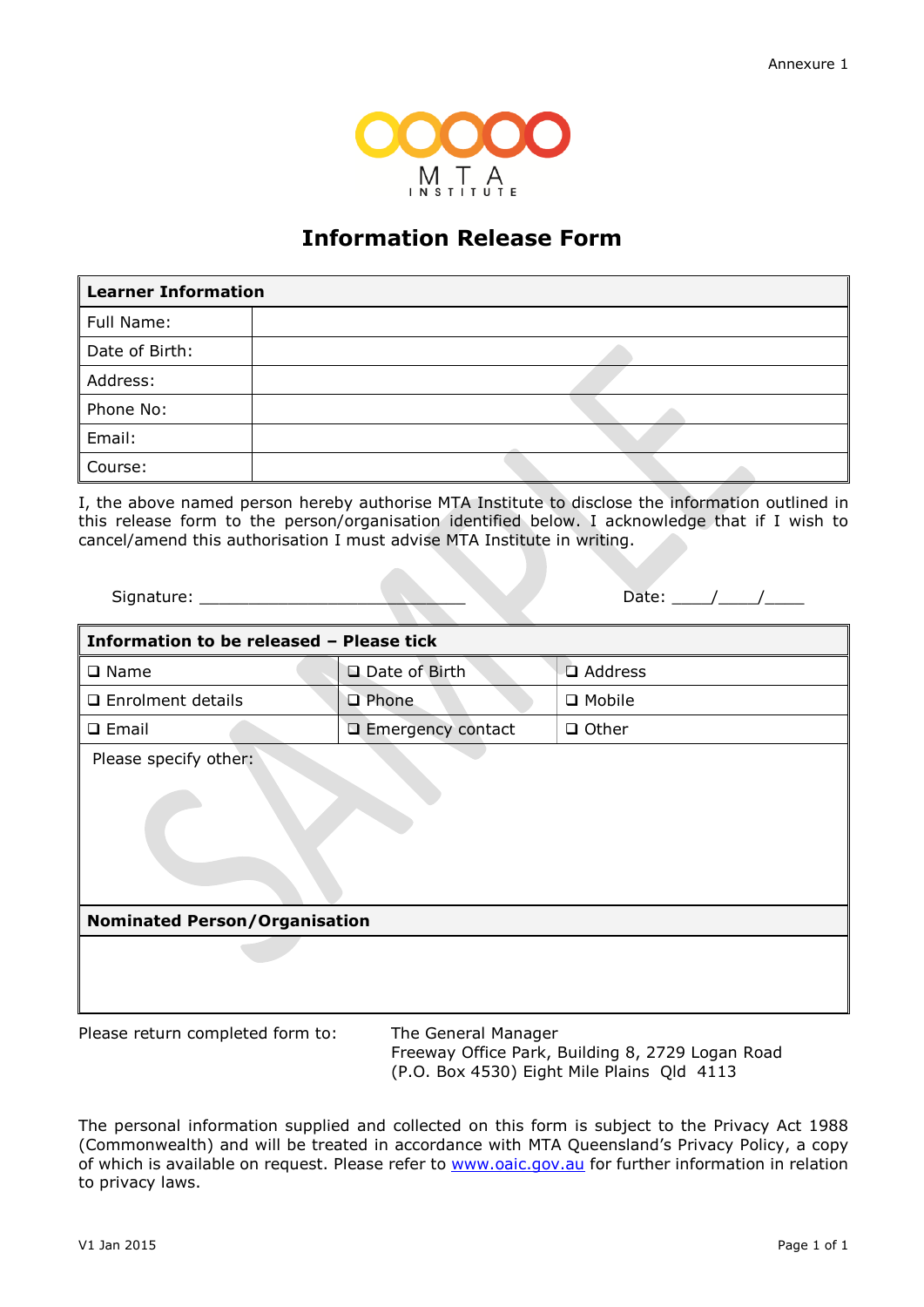Annexure 1

MTA INSTITUTE

# Information Release Form

| Learner Information | |
|---|---|
| Full Name: | |
| Date of Birth: | |
| Address: | |
| Phone No: | |
| Email: | |
| Course: | |

I, the above named person hereby authorise MTA Institute to disclose the information outlined in this release form to the person/organisation identified below. I acknowledge that if I wish to cancel/amend this authorisation I must advise MTA Institute in writing.

Signature: ___________________________ Date: ____/____/____

| Information to be released – Please tick | | |
|---|---|---|
| ❑ Name | ❑ Date of Birth | ❑ Address |
| ❑ Enrolment details | ❑ Phone | ❑ Mobile |
| ❑ Email | ❑ Emergency contact | ❑ Other |
| Please specify other: | | |

| Nominated Person/Organisation |
|---|
| |

Please return completed form to: The General Manager
Freeway Office Park, Building 8, 2729 Logan Road
(P.O. Box 4530) Eight Mile Plains Qld 4113

The personal information supplied and collected on this form is subject to the Privacy Act 1988 (Commonwealth) and will be treated in accordance with MTA Queensland's Privacy Policy, a copy of which is available on request. Please refer to www.oaic.gov.au for further information in relation to privacy laws.

V1 Jan 2015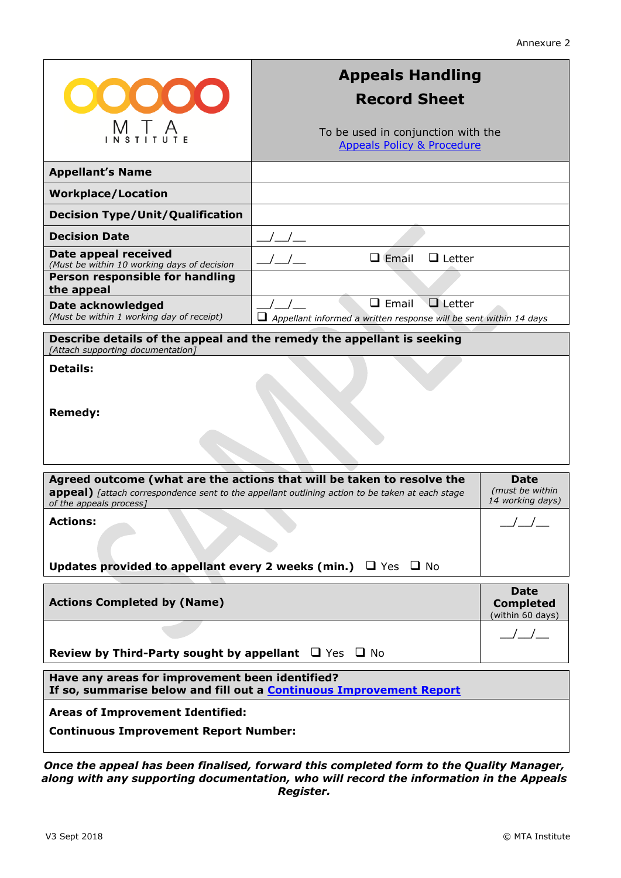Annexure 2

| MTA INSTITUTE | **Appeals Handling Record Sheet**<br><br>To be used in conjunction with the [Appeals Policy & Procedure]() |
|---|---|
| **Appellant's Name** | |
| **Workplace/Location** | |
| **Decision Type/Unit/Qualification** | |
| **Decision Date** | __/__/__ |
| **Date appeal received** *(Must be within 10 working days of decision* | __/__/__  ❑ Email  ❑ Letter |
| **Person responsible for handling the appeal** | |
| **Date acknowledged** *(Must be within 1 working day of receipt)* | __/__/__  ❑ Email  ❑ Letter<br>❑ *Appellant informed a written response will be sent within 14 days* |

| **Describe details of the appeal and the remedy the appellant is seeking** *[Attach supporting documentation]* |
|---|
| **Details:**<br><br>**Remedy:** |

| **Agreed outcome (what are the actions that will be taken to resolve the appeal)** *[attach correspondence sent to the appellant outlining action to be taken at each stage of the appeals process]* | **Date** *(must be within 14 working days)* |
|---|---|
| **Actions:**<br><br>**Updates provided to appellant every 2 weeks (min.)** ❑ Yes ❑ No | __/__/__ |

| **Actions Completed by (Name)** | **Date Completed** (within 60 days) |
|---|---|
| **Review by Third-Party sought by appellant** ❑ Yes ❑ No | __/__/__ |

| **Have any areas for improvement been identified?**<br>**If so, summarise below and fill out a [Continuous Improvement Report]()** |
|---|
| **Areas of Improvement Identified:**<br><br>**Continuous Improvement Report Number:** |

***Once the appeal has been finalised, forward this completed form to the Quality Manager, along with any supporting documentation, who will record the information in the Appeals Register.***

V3 Sept 2018 © MTA Institute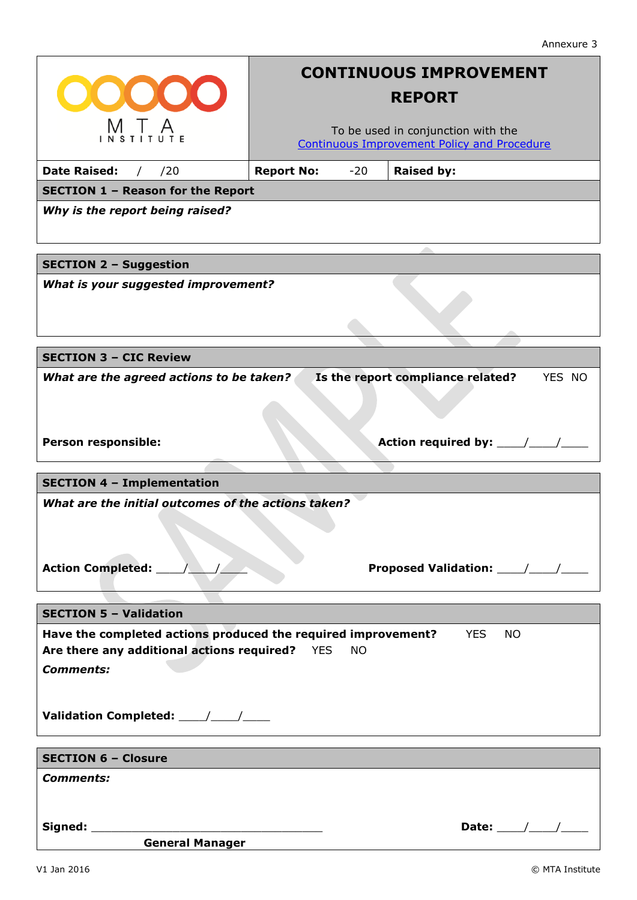Annexure 3

MTA INSTITUTE

# CONTINUOUS IMPROVEMENT REPORT

To be used in conjunction with the Continuous Improvement Policy and Procedure

| | | |
|---|---|---|
| **Date Raised:** / /20 | **Report No:** -20 | **Raised by:** |

## SECTION 1 – Reason for the Report

***Why is the report being raised?***

## SECTION 2 – Suggestion

***What is your suggested improvement?***

## SECTION 3 – CIC Review

***What are the agreed actions to be taken?*** **Is the report compliance related?** YES NO

**Person responsible:** **Action required by:** ____/____/____

## SECTION 4 – Implementation

***What are the initial outcomes of the actions taken?***

**Action Completed:** ____/____/____ **Proposed Validation:** ____/____/____

## SECTION 5 – Validation

**Have the completed actions produced the required improvement?** YES NO

**Are there any additional actions required?** YES NO

***Comments:***

**Validation Completed:** ____/____/____

## SECTION 6 – Closure

***Comments:***

**Signed:** ___________________________________ **Date:** ____/____/____

**General Manager**

V1 Jan 2016 © MTA Institute